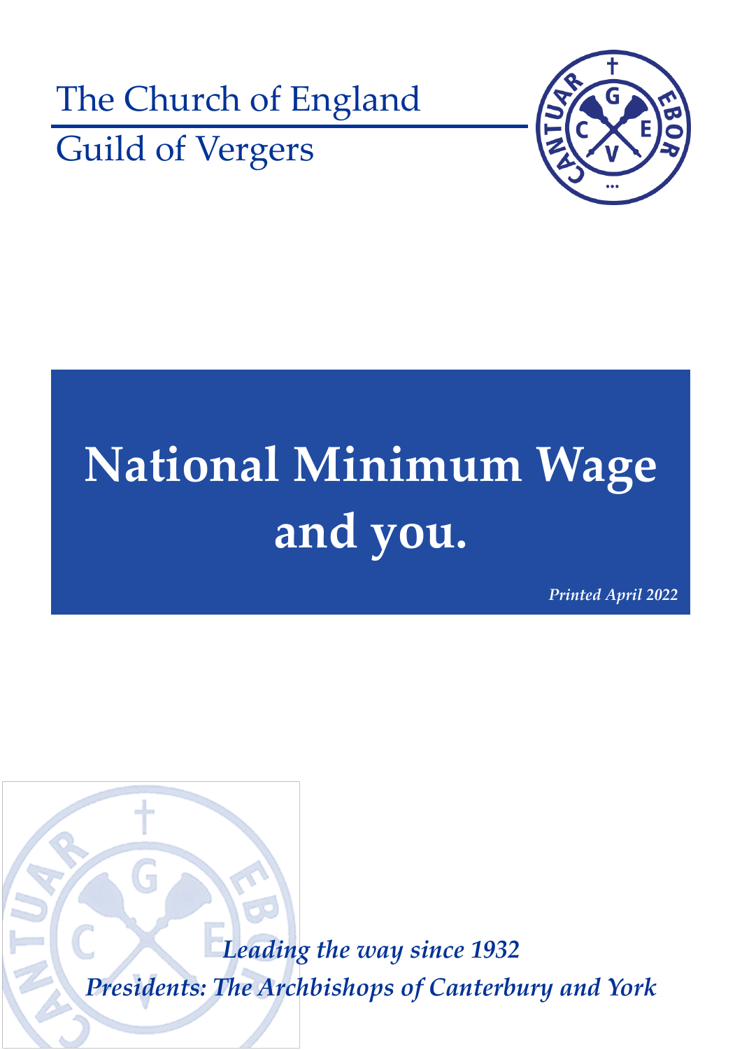The Church of England

Guild of Vergers

# National Minimum Wage and you.

*Printed April 2022*

*Leading the way since 1932*

*Presidents: The Archbishops of Canterbury and York*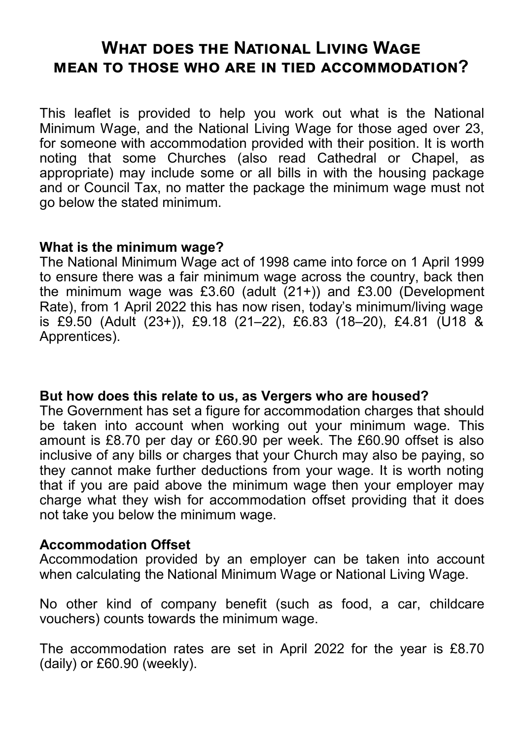# What does the National Living Wage mean to those who are in tied accommodation?

This leaflet is provided to help you work out what is the National Minimum Wage, and the National Living Wage for those aged over 23, for someone with accommodation provided with their position. It is worth noting that some Churches (also read Cathedral or Chapel, as appropriate) may include some or all bills in with the housing package and or Council Tax, no matter the package the minimum wage must not go below the stated minimum.

**What is the minimum wage?**
The National Minimum Wage act of 1998 came into force on 1 April 1999 to ensure there was a fair minimum wage across the country, back then the minimum wage was £3.60 (adult (21+)) and £3.00 (Development Rate), from 1 April 2022 this has now risen, today's minimum/living wage is £9.50 (Adult (23+)), £9.18 (21–22), £6.83 (18–20), £4.81 (U18 & Apprentices).

**But how does this relate to us, as Vergers who are housed?**
The Government has set a figure for accommodation charges that should be taken into account when working out your minimum wage. This amount is £8.70 per day or £60.90 per week. The £60.90 offset is also inclusive of any bills or charges that your Church may also be paying, so they cannot make further deductions from your wage. It is worth noting that if you are paid above the minimum wage then your employer may charge what they wish for accommodation offset providing that it does not take you below the minimum wage.

**Accommodation Offset**
Accommodation provided by an employer can be taken into account when calculating the National Minimum Wage or National Living Wage.

No other kind of company benefit (such as food, a car, childcare vouchers) counts towards the minimum wage.

The accommodation rates are set in April 2022 for the year is £8.70 (daily) or £60.90 (weekly).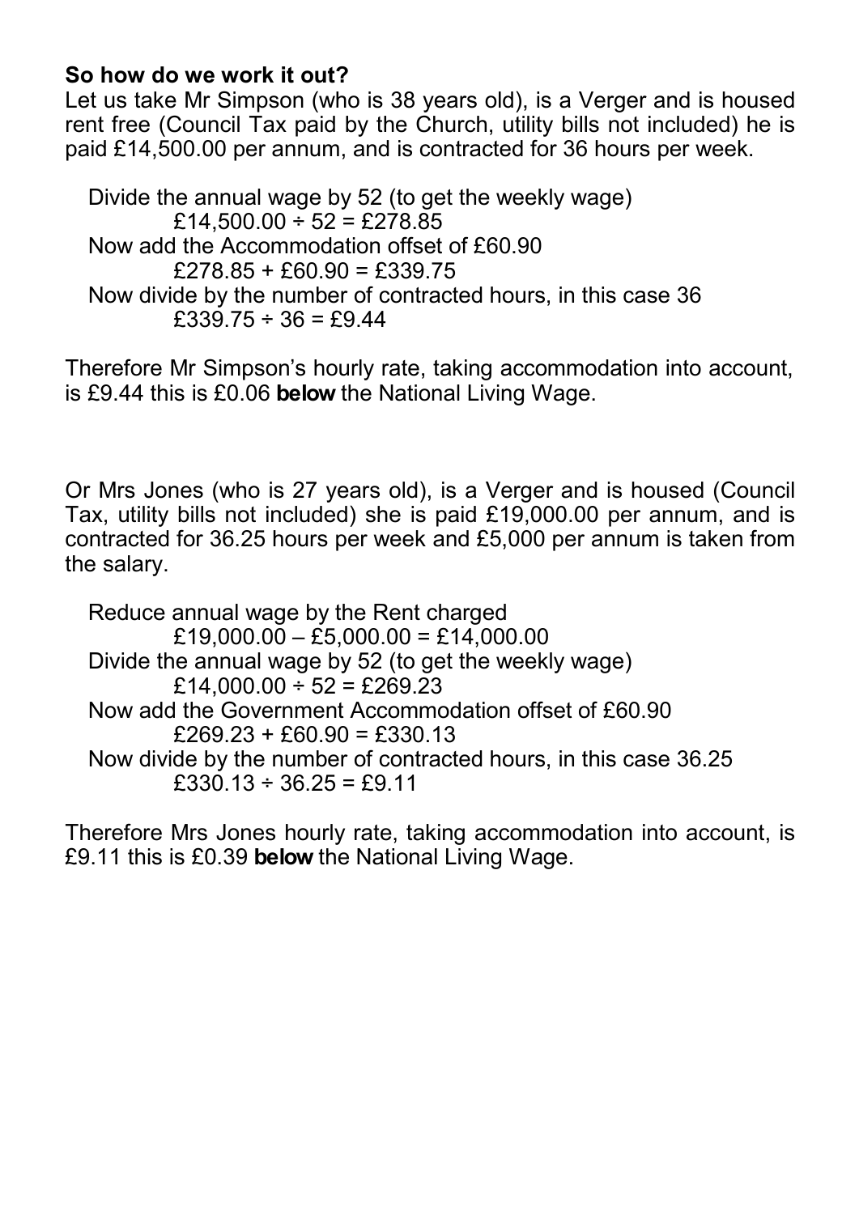**So how do we work it out?**

Let us take Mr Simpson (who is 38 years old), is a Verger and is housed rent free (Council Tax paid by the Church, utility bills not included) he is paid £14,500.00 per annum, and is contracted for 36 hours per week.

Divide the annual wage by 52 (to get the weekly wage)

£14,500.00 ÷ 52 = £278.85

Now add the Accommodation offset of £60.90

£278.85 + £60.90 = £339.75

Now divide by the number of contracted hours, in this case 36

£339.75 ÷ 36 = £9.44

Therefore Mr Simpson's hourly rate, taking accommodation into account, is £9.44 this is £0.06 **below** the National Living Wage.

Or Mrs Jones (who is 27 years old), is a Verger and is housed (Council Tax, utility bills not included) she is paid £19,000.00 per annum, and is contracted for 36.25 hours per week and £5,000 per annum is taken from the salary.

Reduce annual wage by the Rent charged

£19,000.00 – £5,000.00 = £14,000.00

Divide the annual wage by 52 (to get the weekly wage)

£14,000.00 ÷ 52 = £269.23

Now add the Government Accommodation offset of £60.90

£269.23 + £60.90 = £330.13

Now divide by the number of contracted hours, in this case 36.25

£330.13 ÷ 36.25 = £9.11

Therefore Mrs Jones hourly rate, taking accommodation into account, is £9.11 this is £0.39 **below** the National Living Wage.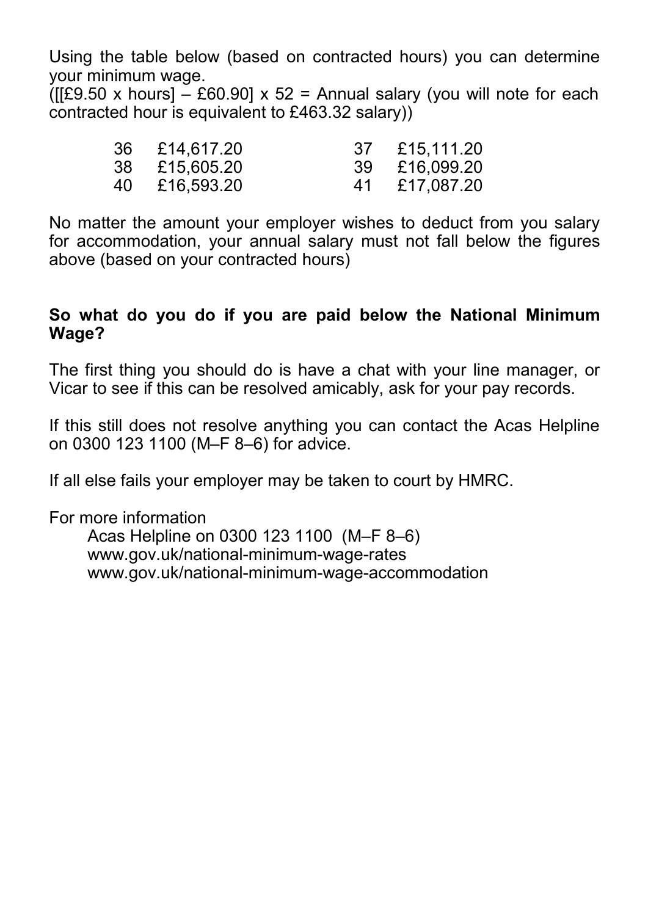Using the table below (based on contracted hours) you can determine your minimum wage.

([[£9.50 x hours] – £60.90] x 52 = Annual salary (you will note for each contracted hour is equivalent to £463.32 salary))

| | | | |
|---|---|---|---|
| 36 | £14,617.20 | 37 | £15,111.20 |
| 38 | £15,605.20 | 39 | £16,099.20 |
| 40 | £16,593.20 | 41 | £17,087.20 |

No matter the amount your employer wishes to deduct from you salary for accommodation, your annual salary must not fall below the figures above (based on your contracted hours)

**So what do you do if you are paid below the National Minimum Wage?**

The first thing you should do is have a chat with your line manager, or Vicar to see if this can be resolved amicably, ask for your pay records.

If this still does not resolve anything you can contact the Acas Helpline on 0300 123 1100 (M–F 8–6) for advice.

If all else fails your employer may be taken to court by HMRC.

For more information

- Acas Helpline on 0300 123 1100 (M–F 8–6)
- www.gov.uk/national-minimum-wage-rates
- www.gov.uk/national-minimum-wage-accommodation